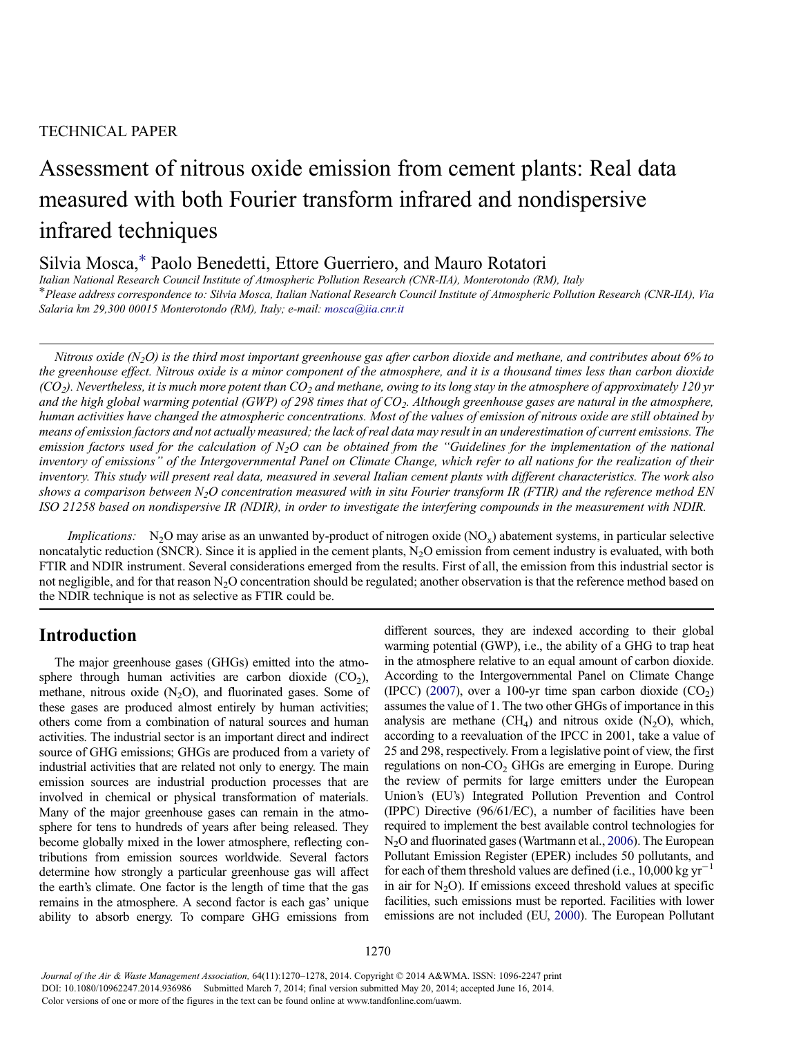TECHNICAL PAPER

# Assessment of nitrous oxide emission from cement plants: Real data measured with both Fourier transform infrared and nondispersive infrared techniques

Silvia Mosca,* Paolo Benedetti, Ettore Guerriero, and Mauro Rotatori

*Italian National Research Council Institute of Atmospheric Pollution Research (CNR-IIA), Monterotondo (RM), Italy*

**Please address correspondence to: Silvia Mosca, Italian National Research Council Institute of Atmospheric Pollution Research (CNR-IIA), Via Salaria km 29,300 00015 Monterotondo (RM), Italy; e-mail: mosca@iia.cnr.it*

*Nitrous oxide ($N_2O$) is the third most important greenhouse gas after carbon dioxide and methane, and contributes about 6% to the greenhouse effect. Nitrous oxide is a minor component of the atmosphere, and it is a thousand times less than carbon dioxide ($CO_2$). Nevertheless, it is much more potent than $CO_2$ and methane, owing to its long stay in the atmosphere of approximately 120 yr and the high global warming potential (GWP) of 298 times that of $CO_2$. Although greenhouse gases are natural in the atmosphere, human activities have changed the atmospheric concentrations. Most of the values of emission of nitrous oxide are still obtained by means of emission factors and not actually measured; the lack of real data may result in an underestimation of current emissions. The emission factors used for the calculation of $N_2O$ can be obtained from the "Guidelines for the implementation of the national inventory of emissions" of the Intergovernmental Panel on Climate Change, which refer to all nations for the realization of their inventory. This study will present real data, measured in several Italian cement plants with different characteristics. The work also shows a comparison between $N_2O$ concentration measured with in situ Fourier transform IR (FTIR) and the reference method EN ISO 21258 based on nondispersive IR (NDIR), in order to investigate the interfering compounds in the measurement with NDIR.*

*Implications:* $N_2O$ may arise as an unwanted by-product of nitrogen oxide ($NO_x$) abatement systems, in particular selective noncatalytic reduction (SNCR). Since it is applied in the cement plants, $N_2O$ emission from cement industry is evaluated, with both FTIR and NDIR instrument. Several considerations emerged from the results. First of all, the emission from this industrial sector is not negligible, and for that reason $N_2O$ concentration should be regulated; another observation is that the reference method based on the NDIR technique is not as selective as FTIR could be.

## Introduction

The major greenhouse gases (GHGs) emitted into the atmosphere through human activities are carbon dioxide ($CO_2$), methane, nitrous oxide ($N_2O$), and fluorinated gases. Some of these gases are produced almost entirely by human activities; others come from a combination of natural sources and human activities. The industrial sector is an important direct and indirect source of GHG emissions; GHGs are produced from a variety of industrial activities that are related not only to energy. The main emission sources are industrial production processes that are involved in chemical or physical transformation of materials. Many of the major greenhouse gases can remain in the atmosphere for tens to hundreds of years after being released. They become globally mixed in the lower atmosphere, reflecting contributions from emission sources worldwide. Several factors determine how strongly a particular greenhouse gas will affect the earth's climate. One factor is the length of time that the gas remains in the atmosphere. A second factor is each gas' unique ability to absorb energy. To compare GHG emissions from different sources, they are indexed according to their global warming potential (GWP), i.e., the ability of a GHG to trap heat in the atmosphere relative to an equal amount of carbon dioxide. According to the Intergovernmental Panel on Climate Change (IPCC) (2007), over a 100-yr time span carbon dioxide ($CO_2$) assumes the value of 1. The two other GHGs of importance in this analysis are methane ($CH_4$) and nitrous oxide ($N_2O$), which, according to a reevaluation of the IPCC in 2001, take a value of 25 and 298, respectively. From a legislative point of view, the first regulations on non-$CO_2$ GHGs are emerging in Europe. During the review of permits for large emitters under the European Union's (EU's) Integrated Pollution Prevention and Control (IPPC) Directive (96/61/EC), a number of facilities have been required to implement the best available control technologies for $N_2O$ and fluorinated gases (Wartmann et al., 2006). The European Pollutant Emission Register (EPER) includes 50 pollutants, and for each of them threshold values are defined (i.e., 10,000 kg $yr^{-1}$ in air for $N_2O$). If emissions exceed threshold values at specific facilities, such emissions must be reported. Facilities with lower emissions are not included (EU, 2000). The European Pollutant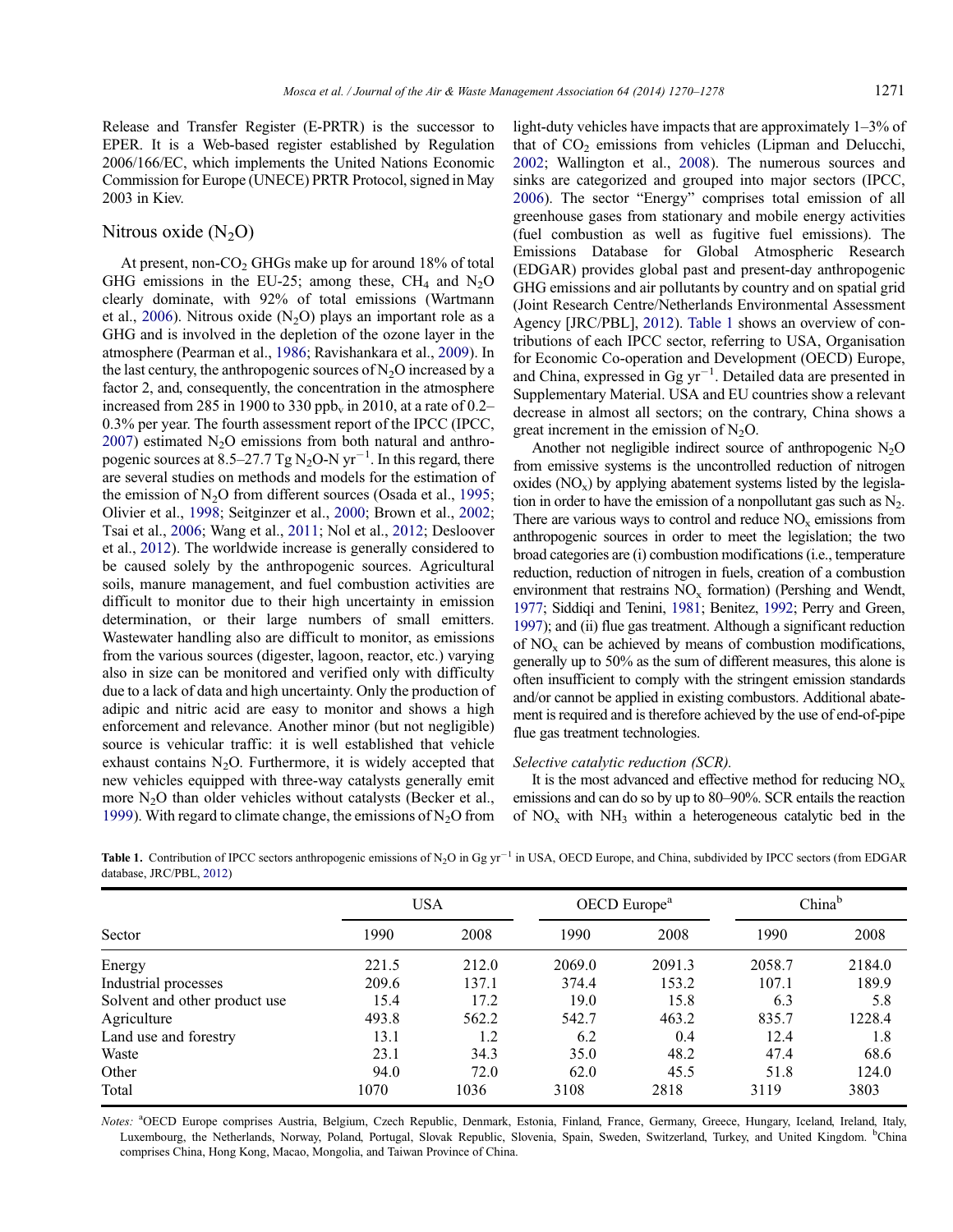Release and Transfer Register (E-PRTR) is the successor to EPER. It is a Web-based register established by Regulation 2006/166/EC, which implements the United Nations Economic Commission for Europe (UNECE) PRTR Protocol, signed in May 2003 in Kiev.

## Nitrous oxide ($N_2O$)

At present, non-$CO_2$ GHGs make up for around 18% of total GHG emissions in the EU-25; among these, $CH_4$ and $N_2O$ clearly dominate, with 92% of total emissions (Wartmann et al., 2006). Nitrous oxide ($N_2O$) plays an important role as a GHG and is involved in the depletion of the ozone layer in the atmosphere (Pearman et al., 1986; Ravishankara et al., 2009). In the last century, the anthropogenic sources of $N_2O$ increased by a factor 2, and, consequently, the concentration in the atmosphere increased from 285 in 1900 to 330 $ppb_v$ in 2010, at a rate of 0.2–0.3% per year. The fourth assessment report of the IPCC (IPCC, 2007) estimated $N_2O$ emissions from both natural and anthropogenic sources at 8.5–27.7 Tg $N_2O$-N $yr^{-1}$. In this regard, there are several studies on methods and models for the estimation of the emission of $N_2O$ from different sources (Osada et al., 1995; Olivier et al., 1998; Seitginzer et al., 2000; Brown et al., 2002; Tsai et al., 2006; Wang et al., 2011; Nol et al., 2012; Desloover et al., 2012). The worldwide increase is generally considered to be caused solely by the anthropogenic sources. Agricultural soils, manure management, and fuel combustion activities are difficult to monitor due to their high uncertainty in emission determination, or their large numbers of small emitters. Wastewater handling also are difficult to monitor, as emissions from the various sources (digester, lagoon, reactor, etc.) varying also in size can be monitored and verified only with difficulty due to a lack of data and high uncertainty. Only the production of adipic and nitric acid are easy to monitor and shows a high enforcement and relevance. Another minor (but not negligible) source is vehicular traffic: it is well established that vehicle exhaust contains $N_2O$. Furthermore, it is widely accepted that new vehicles equipped with three-way catalysts generally emit more $N_2O$ than older vehicles without catalysts (Becker et al., 1999). With regard to climate change, the emissions of $N_2O$ from light-duty vehicles have impacts that are approximately 1–3% of that of $CO_2$ emissions from vehicles (Lipman and Delucchi, 2002; Wallington et al., 2008). The numerous sources and sinks are categorized and grouped into major sectors (IPCC, 2006). The sector "Energy" comprises total emission of all greenhouse gases from stationary and mobile energy activities (fuel combustion as well as fugitive fuel emissions). The Emissions Database for Global Atmospheric Research (EDGAR) provides global past and present-day anthropogenic GHG emissions and air pollutants by country and on spatial grid (Joint Research Centre/Netherlands Environmental Assessment Agency [JRC/PBL], 2012). Table 1 shows an overview of contributions of each IPCC sector, referring to USA, Organisation for Economic Co-operation and Development (OECD) Europe, and China, expressed in Gg $yr^{-1}$. Detailed data are presented in Supplementary Material. USA and EU countries show a relevant decrease in almost all sectors; on the contrary, China shows a great increment in the emission of $N_2O$.

Another not negligible indirect source of anthropogenic $N_2O$ from emissive systems is the uncontrolled reduction of nitrogen oxides ($NO_x$) by applying abatement systems listed by the legislation in order to have the emission of a nonpollutant gas such as $N_2$. There are various ways to control and reduce $NO_x$ emissions from anthropogenic sources in order to meet the legislation; the two broad categories are (i) combustion modifications (i.e., temperature reduction, reduction of nitrogen in fuels, creation of a combustion environment that restrains $NO_x$ formation) (Pershing and Wendt, 1977; Siddiqi and Tenini, 1981; Benitez, 1992; Perry and Green, 1997); and (ii) flue gas treatment. Although a significant reduction of $NO_x$ can be achieved by means of combustion modifications, generally up to 50% as the sum of different measures, this alone is often insufficient to comply with the stringent emission standards and/or cannot be applied in existing combustors. Additional abatement is required and is therefore achieved by the use of end-of-pipe flue gas treatment technologies.

*Selective catalytic reduction (SCR).*

It is the most advanced and effective method for reducing $NO_x$ emissions and can do so by up to 80–90%. SCR entails the reaction of $NO_x$ with $NH_3$ within a heterogeneous catalytic bed in the

**Table 1.** Contribution of IPCC sectors anthropogenic emissions of $N_2O$ in Gg $yr^{-1}$ in USA, OECD Europe, and China, subdivided by IPCC sectors (from EDGAR database, JRC/PBL, 2012)

| Sector | USA | | OECD Europe[a] | | China[b] | |
|---|---|---|---|---|---|---|
| | 1990 | 2008 | 1990 | 2008 | 1990 | 2008 |
| Energy | 221.5 | 212.0 | 2069.0 | 2091.3 | 2058.7 | 2184.0 |
| Industrial processes | 209.6 | 137.1 | 374.4 | 153.2 | 107.1 | 189.9 |
| Solvent and other product use | 15.4 | 17.2 | 19.0 | 15.8 | 6.3 | 5.8 |
| Agriculture | 493.8 | 562.2 | 542.7 | 463.2 | 835.7 | 1228.4 |
| Land use and forestry | 13.1 | 1.2 | 6.2 | 0.4 | 12.4 | 1.8 |
| Waste | 23.1 | 34.3 | 35.0 | 48.2 | 47.4 | 68.6 |
| Other | 94.0 | 72.0 | 62.0 | 45.5 | 51.8 | 124.0 |
| Total | 1070 | 1036 | 3108 | 2818 | 3119 | 3803 |

*Notes:* [a]OECD Europe comprises Austria, Belgium, Czech Republic, Denmark, Estonia, Finland, France, Germany, Greece, Hungary, Iceland, Ireland, Italy, Luxembourg, the Netherlands, Norway, Poland, Portugal, Slovak Republic, Slovenia, Spain, Sweden, Switzerland, Turkey, and United Kingdom. [b]China comprises China, Hong Kong, Macao, Mongolia, and Taiwan Province of China.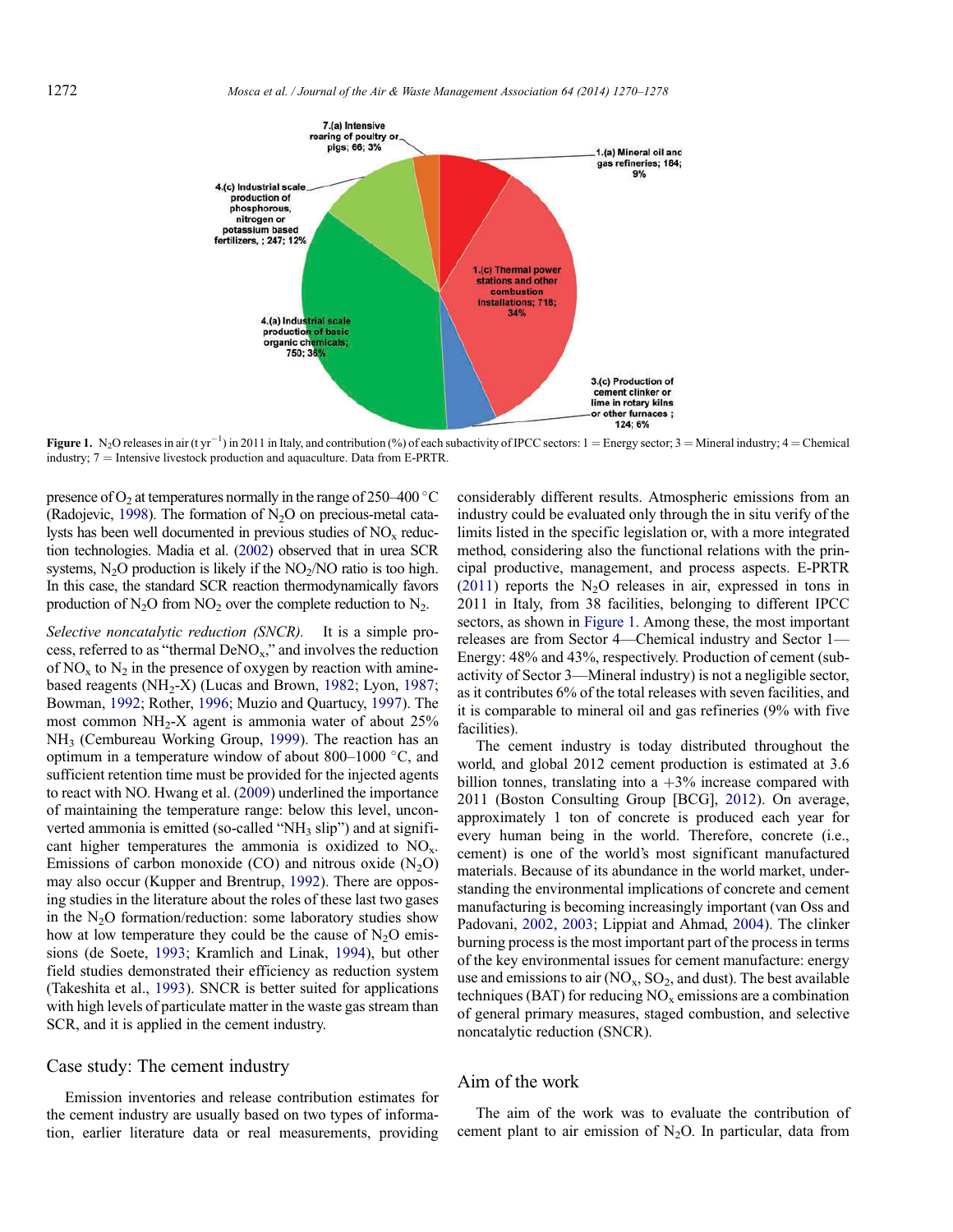**Figure 1.** $N_2O$ releases in air ($t\ yr^{-1}$) in 2011 in Italy, and contribution (%) of each subactivity of IPCC sectors: 1 = Energy sector; 3 = Mineral industry; 4 = Chemical industry; 7 = Intensive livestock production and aquaculture. Data from E-PRTR.

presence of $O_2$ at temperatures normally in the range of 250–400 °C (Radojevic, 1998). The formation of $N_2O$ on precious-metal catalysts has been well documented in previous studies of $NO_x$ reduction technologies. Madia et al. (2002) observed that in urea SCR systems, $N_2O$ production is likely if the $NO_2$/NO ratio is too high. In this case, the standard SCR reaction thermodynamically favors production of $N_2O$ from $NO_2$ over the complete reduction to $N_2$.

*Selective noncatalytic reduction (SNCR).* It is a simple process, referred to as "thermal $DeNO_x$," and involves the reduction of $NO_x$ to $N_2$ in the presence of oxygen by reaction with amine-based reagents ($NH_2$-X) (Lucas and Brown, 1982; Lyon, 1987; Bowman, 1992; Rother, 1996; Muzio and Quartucy, 1997). The most common $NH_2$-X agent is ammonia water of about 25% $NH_3$ (Cembureau Working Group, 1999). The reaction has an optimum in a temperature window of about 800–1000 °C, and sufficient retention time must be provided for the injected agents to react with NO. Hwang et al. (2009) underlined the importance of maintaining the temperature range: below this level, unconverted ammonia is emitted (so-called "$NH_3$ slip") and at significant higher temperatures the ammonia is oxidized to $NO_x$. Emissions of carbon monoxide (CO) and nitrous oxide ($N_2O$) may also occur (Kupper and Brentrup, 1992). There are opposing studies in the literature about the roles of these last two gases in the $N_2O$ formation/reduction: some laboratory studies show how at low temperature they could be the cause of $N_2O$ emissions (de Soete, 1993; Kramlich and Linak, 1994), but other field studies demonstrated their efficiency as reduction system (Takeshita et al., 1993). SNCR is better suited for applications with high levels of particulate matter in the waste gas stream than SCR, and it is applied in the cement industry.

## Case study: The cement industry

Emission inventories and release contribution estimates for the cement industry are usually based on two types of information, earlier literature data or real measurements, providing considerably different results. Atmospheric emissions from an industry could be evaluated only through the in situ verify of the limits listed in the specific legislation or, with a more integrated method, considering also the functional relations with the principal productive, management, and process aspects. E-PRTR (2011) reports the $N_2O$ releases in air, expressed in tons in 2011 in Italy, from 38 facilities, belonging to different IPCC sectors, as shown in Figure 1. Among these, the most important releases are from Sector 4—Chemical industry and Sector 1—Energy: 48% and 43%, respectively. Production of cement (subactivity of Sector 3—Mineral industry) is not a negligible sector, as it contributes 6% of the total releases with seven facilities, and it is comparable to mineral oil and gas refineries (9% with five facilities).

The cement industry is today distributed throughout the world, and global 2012 cement production is estimated at 3.6 billion tonnes, translating into a +3% increase compared with 2011 (Boston Consulting Group [BCG], 2012). On average, approximately 1 ton of concrete is produced each year for every human being in the world. Therefore, concrete (i.e., cement) is one of the world's most significant manufactured materials. Because of its abundance in the world market, understanding the environmental implications of concrete and cement manufacturing is becoming increasingly important (van Oss and Padovani, 2002, 2003; Lippiat and Ahmad, 2004). The clinker burning process is the most important part of the process in terms of the key environmental issues for cement manufacture: energy use and emissions to air ($NO_x$, $SO_2$, and dust). The best available techniques (BAT) for reducing $NO_x$ emissions are a combination of general primary measures, staged combustion, and selective noncatalytic reduction (SNCR).

## Aim of the work

The aim of the work was to evaluate the contribution of cement plant to air emission of $N_2O$. In particular, data from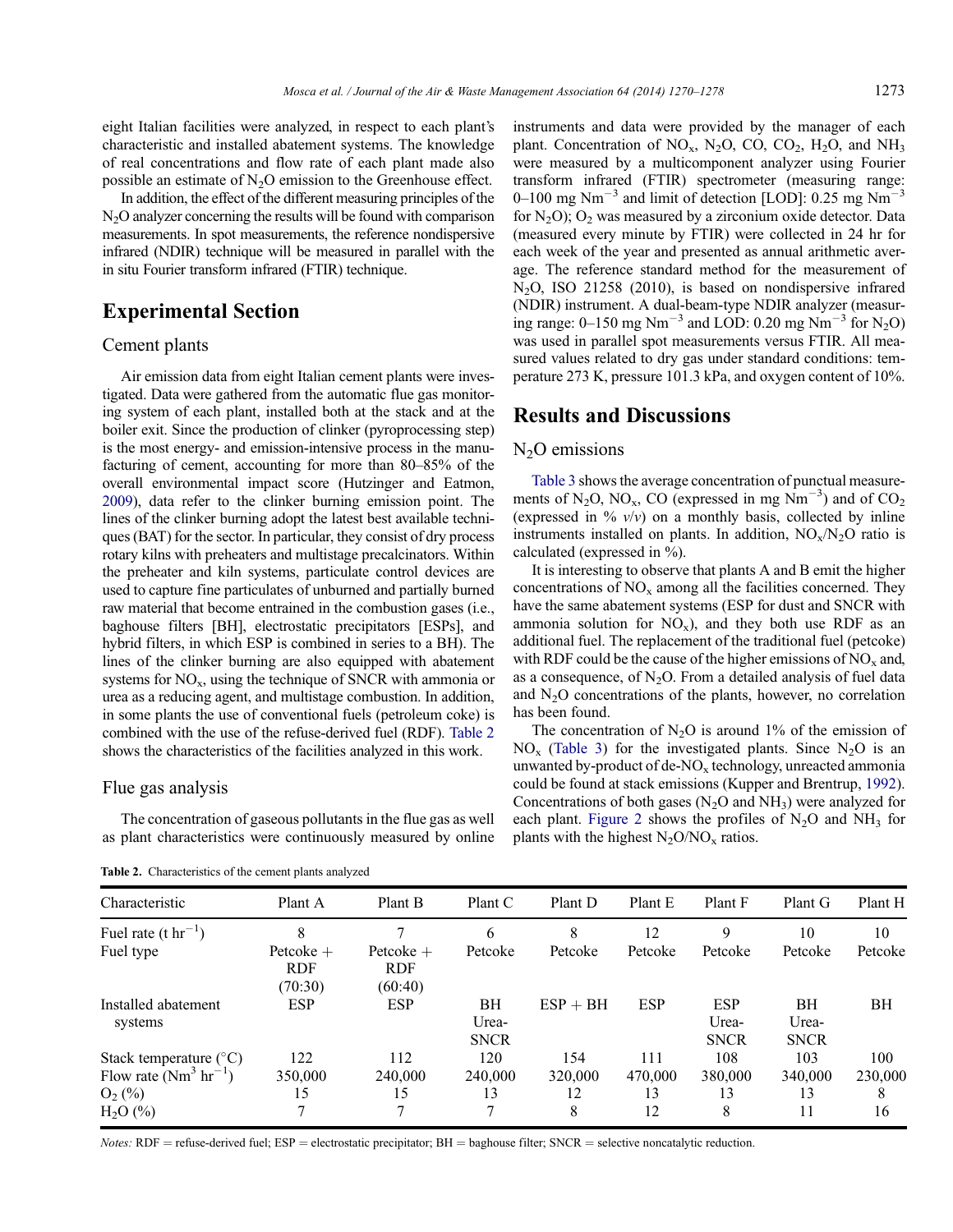eight Italian facilities were analyzed, in respect to each plant's characteristic and installed abatement systems. The knowledge of real concentrations and flow rate of each plant made also possible an estimate of $N_2O$ emission to the Greenhouse effect.

In addition, the effect of the different measuring principles of the $N_2O$ analyzer concerning the results will be found with comparison measurements. In spot measurements, the reference nondispersive infrared (NDIR) technique will be measured in parallel with the in situ Fourier transform infrared (FTIR) technique.

## Experimental Section

### Cement plants

Air emission data from eight Italian cement plants were investigated. Data were gathered from the automatic flue gas monitoring system of each plant, installed both at the stack and at the boiler exit. Since the production of clinker (pyroprocessing step) is the most energy- and emission-intensive process in the manufacturing of cement, accounting for more than 80–85% of the overall environmental impact score (Hutzinger and Eatmon, 2009), data refer to the clinker burning emission point. The lines of the clinker burning adopt the latest best available techniques (BAT) for the sector. In particular, they consist of dry process rotary kilns with preheaters and multistage precalcinators. Within the preheater and kiln systems, particulate control devices are used to capture fine particulates of unburned and partially burned raw material that become entrained in the combustion gases (i.e., baghouse filters [BH], electrostatic precipitators [ESPs], and hybrid filters, in which ESP is combined in series to a BH). The lines of the clinker burning are also equipped with abatement systems for $NO_x$, using the technique of SNCR with ammonia or urea as a reducing agent, and multistage combustion. In addition, in some plants the use of conventional fuels (petroleum coke) is combined with the use of the refuse-derived fuel (RDF). Table 2 shows the characteristics of the facilities analyzed in this work.

### Flue gas analysis

The concentration of gaseous pollutants in the flue gas as well as plant characteristics were continuously measured by online instruments and data were provided by the manager of each plant. Concentration of $NO_x$, $N_2O$, CO, $CO_2$, $H_2O$, and $NH_3$ were measured by a multicomponent analyzer using Fourier transform infrared (FTIR) spectrometer (measuring range: 0–100 mg $Nm^{-3}$ and limit of detection [LOD]: 0.25 mg $Nm^{-3}$ for $N_2O$); $O_2$ was measured by a zirconium oxide detector. Data (measured every minute by FTIR) were collected in 24 hr for each week of the year and presented as annual arithmetic average. The reference standard method for the measurement of $N_2O$, ISO 21258 (2010), is based on nondispersive infrared (NDIR) instrument. A dual-beam-type NDIR analyzer (measuring range: 0–150 mg $Nm^{-3}$ and LOD: 0.20 mg $Nm^{-3}$ for $N_2O$) was used in parallel spot measurements versus FTIR. All measured values related to dry gas under standard conditions: temperature 273 K, pressure 101.3 kPa, and oxygen content of 10%.

## Results and Discussions

### $N_2O$ emissions

Table 3 shows the average concentration of punctual measurements of $N_2O$, $NO_x$, CO (expressed in mg $Nm^{-3}$) and of $CO_2$ (expressed in % *v/v*) on a monthly basis, collected by inline instruments installed on plants. In addition, $NO_x/N_2O$ ratio is calculated (expressed in %).

It is interesting to observe that plants A and B emit the higher concentrations of $NO_x$ among all the facilities concerned. They have the same abatement systems (ESP for dust and SNCR with ammonia solution for $NO_x$), and they both use RDF as an additional fuel. The replacement of the traditional fuel (petcoke) with RDF could be the cause of the higher emissions of $NO_x$ and, as a consequence, of $N_2O$. From a detailed analysis of fuel data and $N_2O$ concentrations of the plants, however, no correlation has been found.

The concentration of $N_2O$ is around 1% of the emission of $NO_x$ (Table 3) for the investigated plants. Since $N_2O$ is an unwanted by-product of de-$NO_x$ technology, unreacted ammonia could be found at stack emissions (Kupper and Brentrup, 1992). Concentrations of both gases ($N_2O$ and $NH_3$) were analyzed for each plant. Figure 2 shows the profiles of $N_2O$ and $NH_3$ for plants with the highest $N_2O/NO_x$ ratios.

**Table 2.** Characteristics of the cement plants analyzed

| Characteristic | Plant A | Plant B | Plant C | Plant D | Plant E | Plant F | Plant G | Plant H |
|---|---|---|---|---|---|---|---|---|
| Fuel rate (t $hr^{-1}$) | 8 | 7 | 6 | 8 | 12 | 9 | 10 | 10 |
| Fuel type | Petcoke + RDF (70:30) | Petcoke + RDF (60:40) | Petcoke | Petcoke | Petcoke | Petcoke | Petcoke | Petcoke |
| Installed abatement systems | ESP | ESP | BH Urea-SNCR | ESP + BH | ESP | ESP Urea-SNCR | BH Urea-SNCR | BH |
| Stack temperature (°C) | 122 | 112 | 120 | 154 | 111 | 108 | 103 | 100 |
| Flow rate ($Nm^3$ $hr^{-1}$) | 350,000 | 240,000 | 240,000 | 320,000 | 470,000 | 380,000 | 340,000 | 230,000 |
| $O_2$ (%) | 15 | 15 | 13 | 12 | 13 | 13 | 13 | 8 |
| $H_2O$ (%) | 7 | 7 | 7 | 8 | 12 | 8 | 11 | 16 |

*Notes:* RDF = refuse-derived fuel; ESP = electrostatic precipitator; BH = baghouse filter; SNCR = selective noncatalytic reduction.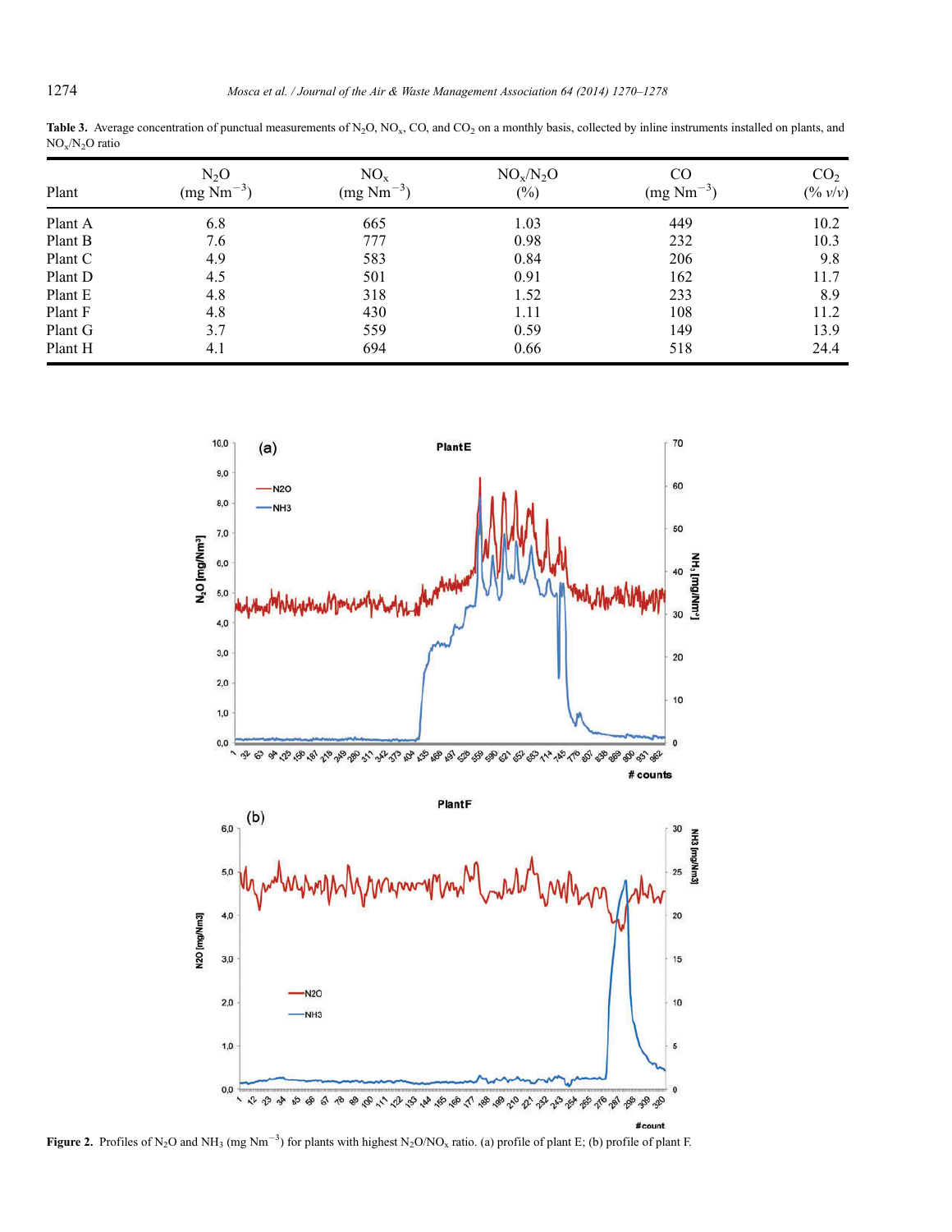**Table 3.** Average concentration of punctual measurements of $N_2O$, $NO_x$, CO, and $CO_2$ on a monthly basis, collected by inline instruments installed on plants, and $NO_x/N_2O$ ratio

| Plant | $N_2O$ (mg $Nm^{-3}$) | $NO_x$ (mg $Nm^{-3}$) | $NO_x/N_2O$ (%) | CO (mg $Nm^{-3}$) | $CO_2$ (% $v/v$) |
|---|---|---|---|---|---|
| Plant A | 6.8 | 665 | 1.03 | 449 | 10.2 |
| Plant B | 7.6 | 777 | 0.98 | 232 | 10.3 |
| Plant C | 4.9 | 583 | 0.84 | 206 | 9.8 |
| Plant D | 4.5 | 501 | 0.91 | 162 | 11.7 |
| Plant E | 4.8 | 318 | 1.52 | 233 | 8.9 |
| Plant F | 4.8 | 430 | 1.11 | 108 | 11.2 |
| Plant G | 3.7 | 559 | 0.59 | 149 | 13.9 |
| Plant H | 4.1 | 694 | 0.66 | 518 | 24.4 |

**Figure 2.** Profiles of $N_2O$ and $NH_3$ (mg $Nm^{-3}$) for plants with highest $N_2O/NO_x$ ratio. (a) profile of plant E; (b) profile of plant F.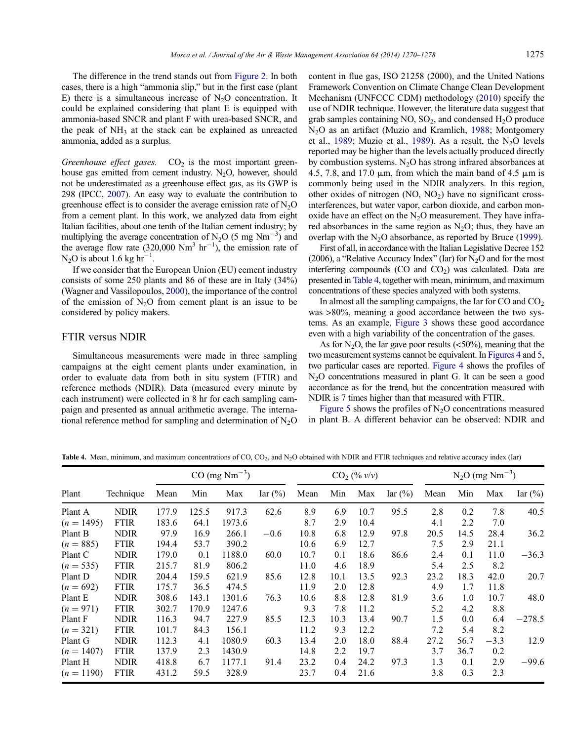The difference in the trend stands out from Figure 2. In both cases, there is a high "ammonia slip," but in the first case (plant E) there is a simultaneous increase of $N_2O$ concentration. It could be explained considering that plant E is equipped with ammonia-based SNCR and plant F with urea-based SNCR, and the peak of $NH_3$ at the stack can be explained as unreacted ammonia, added as a surplus.

*Greenhouse effect gases.* $CO_2$ is the most important greenhouse gas emitted from cement industry. $N_2O$, however, should not be underestimated as a greenhouse effect gas, as its GWP is 298 (IPCC, 2007). An easy way to evaluate the contribution to greenhouse effect is to consider the average emission rate of $N_2O$ from a cement plant. In this work, we analyzed data from eight Italian facilities, about one tenth of the Italian cement industry; by multiplying the average concentration of $N_2O$ (5 mg $Nm^{-3}$) and the average flow rate (320,000 $Nm^3$ $hr^{-1}$), the emission rate of $N_2O$ is about 1.6 kg $hr^{-1}$.

If we consider that the European Union (EU) cement industry consists of some 250 plants and 86 of these are in Italy (34%) (Wagner and Vassilopoulos, 2000), the importance of the control of the emission of $N_2O$ from cement plant is an issue to be considered by policy makers.

## FTIR versus NDIR

Simultaneous measurements were made in three sampling campaigns at the eight cement plants under examination, in order to evaluate data from both in situ system (FTIR) and reference methods (NDIR). Data (measured every minute by each instrument) were collected in 8 hr for each sampling campaign and presented as annual arithmetic average. The international reference method for sampling and determination of $N_2O$ content in flue gas, ISO 21258 (2000), and the United Nations Framework Convention on Climate Change Clean Development Mechanism (UNFCCC CDM) methodology (2010) specify the use of NDIR technique. However, the literature data suggest that grab samples containing NO, $SO_2$, and condensed $H_2O$ produce $N_2O$ as an artifact (Muzio and Kramlich, 1988; Montgomery et al., 1989; Muzio et al., 1989). As a result, the $N_2O$ levels reported may be higher than the levels actually produced directly by combustion systems. $N_2O$ has strong infrared absorbances at 4.5, 7.8, and 17.0 μm, from which the main band of 4.5 μm is commonly being used in the NDIR analyzers. In this region, other oxides of nitrogen (NO, $NO_2$) have no significant cross-interferences, but water vapor, carbon dioxide, and carbon monoxide have an effect on the $N_2O$ measurement. They have infrared absorbances in the same region as $N_2O$; thus, they have an overlap with the $N_2O$ absorbance, as reported by Bruce (1999).

First of all, in accordance with the Italian Legislative Decree 152 (2006), a "Relative Accuracy Index" (Iar) for $N_2O$ and for the most interfering compounds (CO and $CO_2$) was calculated. Data are presented in Table 4, together with mean, minimum, and maximum concentrations of these species analyzed with both systems.

In almost all the sampling campaigns, the Iar for CO and $CO_2$ was >80%, meaning a good accordance between the two systems. As an example, Figure 3 shows these good accordance even with a high variability of the concentration of the gases.

As for $N_2O$, the Iar gave poor results (<50%), meaning that the two measurement systems cannot be equivalent. In Figures 4 and 5, two particular cases are reported. Figure 4 shows the profiles of $N_2O$ concentrations measured in plant G. It can be seen a good accordance as for the trend, but the concentration measured with NDIR is 7 times higher than that measured with FTIR.

Figure 5 shows the profiles of $N_2O$ concentrations measured in plant B. A different behavior can be observed: NDIR and

**Table 4.** Mean, minimum, and maximum concentrations of CO, $CO_2$, and $N_2O$ obtained with NDIR and FTIR techniques and relative accuracy index (Iar)

| Plant | Technique | CO (mg $Nm^{-3}$) | | | | $CO_2$ (% *v/v*) | | | | $N_2O$ (mg $Nm^{-3}$) | | | |
|---|---|---|---|---|---|---|---|---|---|---|---|---|---|
| | | Mean | Min | Max | Iar (%) | Mean | Min | Max | Iar (%) | Mean | Min | Max | Iar (%) |
| Plant A | NDIR | 177.9 | 125.5 | 917.3 | 62.6 | 8.9 | 6.9 | 10.7 | 95.5 | 2.8 | 0.2 | 7.8 | 40.5 |
| ($n$ = 1495) | FTIR | 183.6 | 64.1 | 1973.6 | | 8.7 | 2.9 | 10.4 | | 4.1 | 2.2 | 7.0 | |
| Plant B | NDIR | 97.9 | 16.9 | 266.1 | −0.6 | 10.8 | 6.8 | 12.9 | 97.8 | 20.5 | 14.5 | 28.4 | 36.2 |
| ($n$ = 885) | FTIR | 194.4 | 53.7 | 390.2 | | 10.6 | 6.9 | 12.7 | | 7.5 | 2.9 | 21.1 | |
| Plant C | NDIR | 179.0 | 0.1 | 1188.0 | 60.0 | 10.7 | 0.1 | 18.6 | 86.6 | 2.4 | 0.1 | 11.0 | −36.3 |
| ($n$ = 535) | FTIR | 215.7 | 81.9 | 806.2 | | 11.0 | 4.6 | 18.9 | | 5.4 | 2.5 | 8.2 | |
| Plant D | NDIR | 204.4 | 159.5 | 621.9 | 85.6 | 12.8 | 10.1 | 13.5 | 92.3 | 23.2 | 18.3 | 42.0 | 20.7 |
| ($n$ = 692) | FTIR | 175.7 | 36.5 | 474.5 | | 11.9 | 2.0 | 12.8 | | 4.9 | 1.7 | 11.8 | |
| Plant E | NDIR | 308.6 | 143.1 | 1301.6 | 76.3 | 10.6 | 8.8 | 12.8 | 81.9 | 3.6 | 1.0 | 10.7 | 48.0 |
| ($n$ = 971) | FTIR | 302.7 | 170.9 | 1247.6 | | 9.3 | 7.8 | 11.2 | | 5.2 | 4.2 | 8.8 | |
| Plant F | NDIR | 116.3 | 94.7 | 227.9 | 85.5 | 12.3 | 10.3 | 13.4 | 90.7 | 1.5 | 0.0 | 6.4 | −278.5 |
| ($n$ = 321) | FTIR | 101.7 | 84.3 | 156.1 | | 11.2 | 9.3 | 12.2 | | 7.2 | 5.4 | 8.2 | |
| Plant G | NDIR | 112.3 | 4.1 | 1080.9 | 60.3 | 13.4 | 2.0 | 18.0 | 88.4 | 27.2 | 56.7 | −3.3 | 12.9 |
| ($n$ = 1407) | FTIR | 137.9 | 2.3 | 1430.9 | | 14.8 | 2.2 | 19.7 | | 3.7 | 36.7 | 0.2 | |
| Plant H | NDIR | 418.8 | 6.7 | 1177.1 | 91.4 | 23.2 | 0.4 | 24.2 | 97.3 | 1.3 | 0.1 | 2.9 | −99.6 |
| ($n$ = 1190) | FTIR | 431.2 | 59.5 | 328.9 | | 23.7 | 0.4 | 21.6 | | 3.8 | 0.3 | 2.3 | |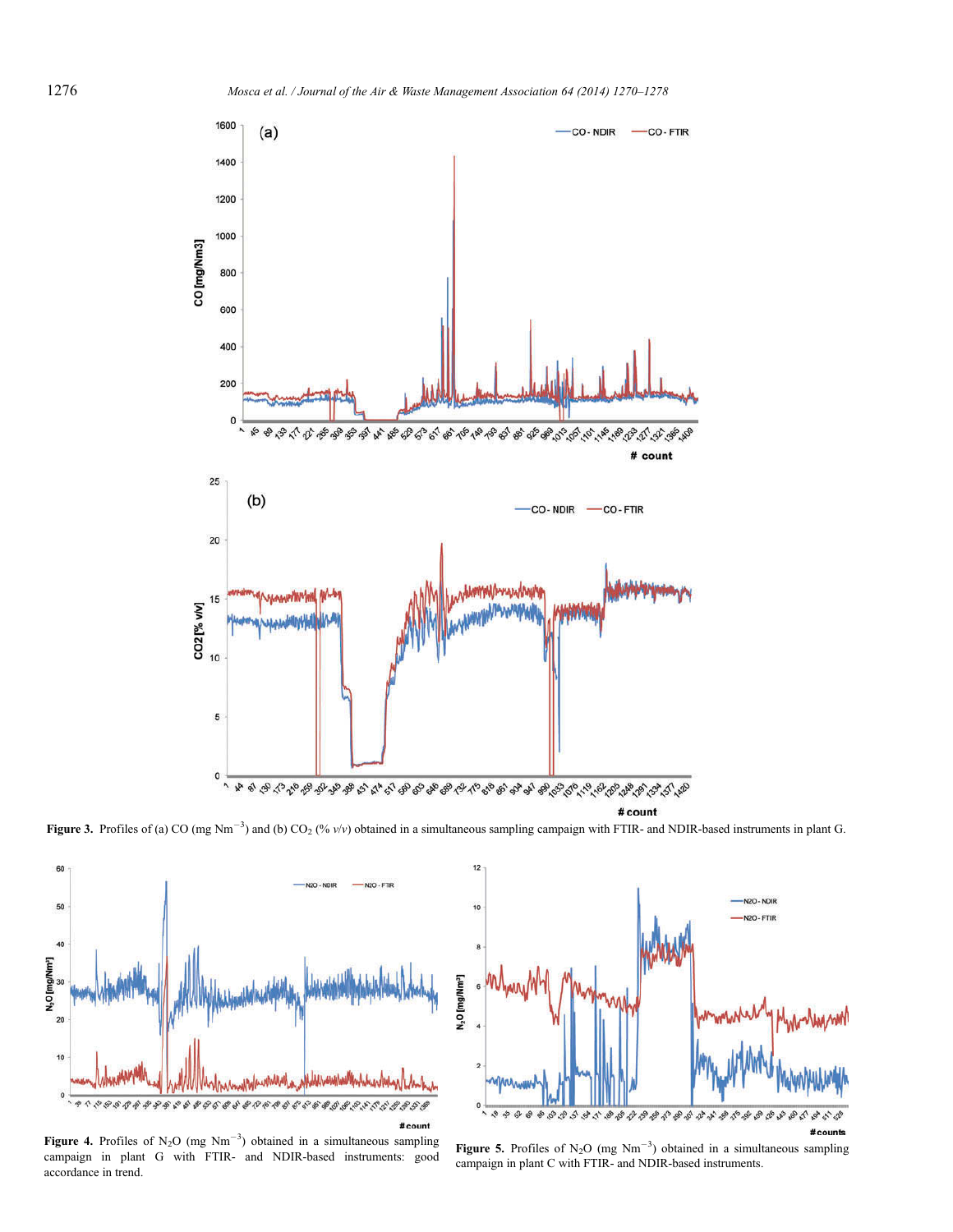**Figure 3.** Profiles of (a) CO (mg Nm$^{-3}$) and (b) $CO_2$ (% *v*/*v*) obtained in a simultaneous sampling campaign with FTIR- and NDIR-based instruments in plant G.

**Figure 4.** Profiles of $N_2O$ (mg Nm$^{-3}$) obtained in a simultaneous sampling campaign in plant G with FTIR- and NDIR-based instruments: good accordance in trend.

**Figure 5.** Profiles of $N_2O$ (mg Nm$^{-3}$) obtained in a simultaneous sampling campaign in plant C with FTIR- and NDIR-based instruments.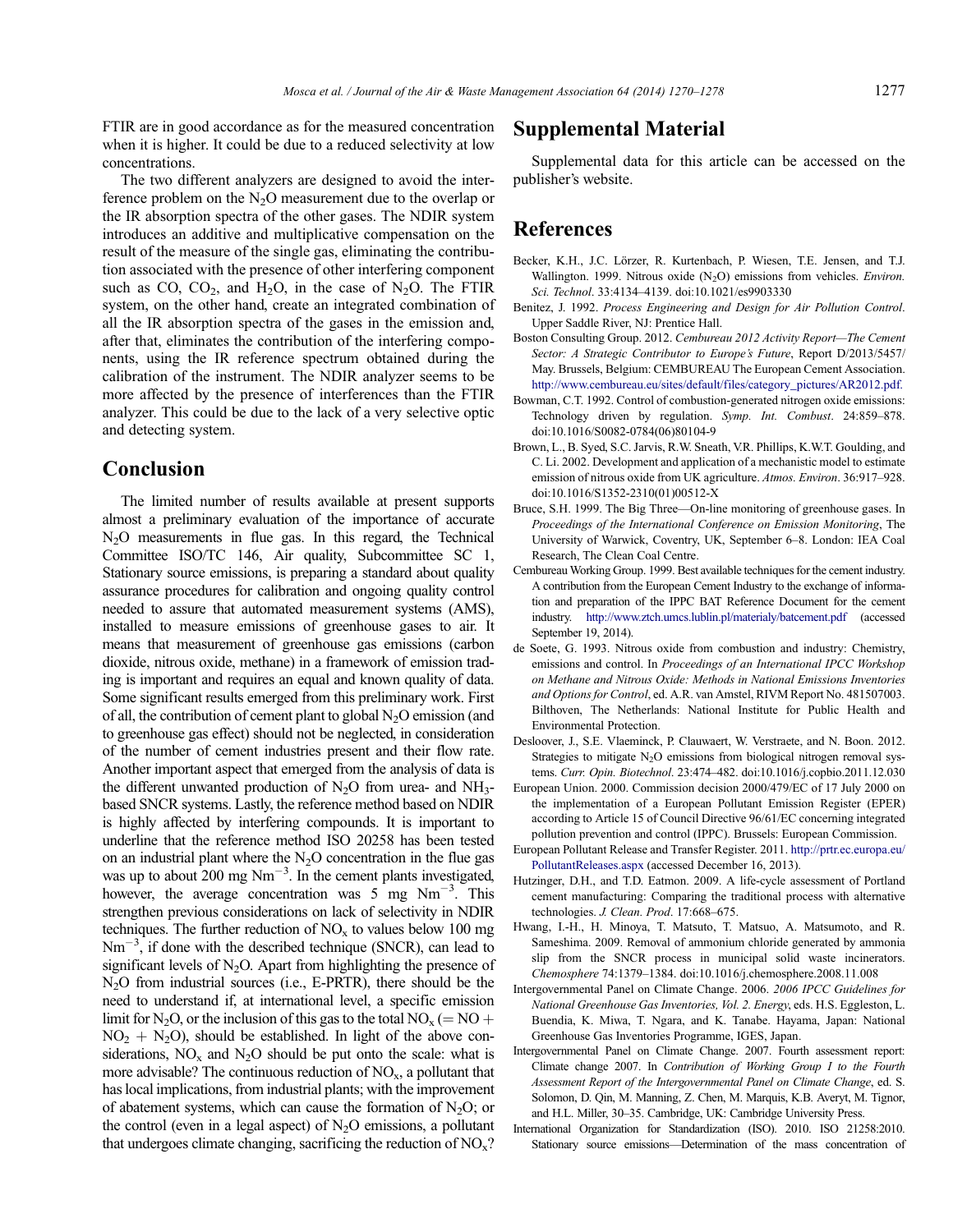FTIR are in good accordance as for the measured concentration when it is higher. It could be due to a reduced selectivity at low concentrations.

The two different analyzers are designed to avoid the interference problem on the $N_2O$ measurement due to the overlap or the IR absorption spectra of the other gases. The NDIR system introduces an additive and multiplicative compensation on the result of the measure of the single gas, eliminating the contribution associated with the presence of other interfering component such as CO, $CO_2$, and $H_2O$, in the case of $N_2O$. The FTIR system, on the other hand, create an integrated combination of all the IR absorption spectra of the gases in the emission and, after that, eliminates the contribution of the interfering components, using the IR reference spectrum obtained during the calibration of the instrument. The NDIR analyzer seems to be more affected by the presence of interferences than the FTIR analyzer. This could be due to the lack of a very selective optic and detecting system.

## Conclusion

The limited number of results available at present supports almost a preliminary evaluation of the importance of accurate $N_2O$ measurements in flue gas. In this regard, the Technical Committee ISO/TC 146, Air quality, Subcommittee SC 1, Stationary source emissions, is preparing a standard about quality assurance procedures for calibration and ongoing quality control needed to assure that automated measurement systems (AMS), installed to measure emissions of greenhouse gases to air. It means that measurement of greenhouse gas emissions (carbon dioxide, nitrous oxide, methane) in a framework of emission trading is important and requires an equal and known quality of data. Some significant results emerged from this preliminary work. First of all, the contribution of cement plant to global $N_2O$ emission (and to greenhouse gas effect) should not be neglected, in consideration of the number of cement industries present and their flow rate. Another important aspect that emerged from the analysis of data is the different unwanted production of $N_2O$ from urea- and $NH_3$-based SNCR systems. Lastly, the reference method based on NDIR is highly affected by interfering compounds. It is important to underline that the reference method ISO 20258 has been tested on an industrial plant where the $N_2O$ concentration in the flue gas was up to about 200 mg $Nm^{-3}$. In the cement plants investigated, however, the average concentration was 5 mg $Nm^{-3}$. This strengthen previous considerations on lack of selectivity in NDIR techniques. The further reduction of $NO_x$ to values below 100 mg $Nm^{-3}$, if done with the described technique (SNCR), can lead to significant levels of $N_2O$. Apart from highlighting the presence of $N_2O$ from industrial sources (i.e., E-PRTR), there should be the need to understand if, at international level, a specific emission limit for $N_2O$, or the inclusion of this gas to the total $NO_x$ (= NO + $NO_2$ + $N_2O$), should be established. In light of the above considerations, $NO_x$ and $N_2O$ should be put onto the scale: what is more advisable? The continuous reduction of $NO_x$, a pollutant that has local implications, from industrial plants; with the improvement of abatement systems, which can cause the formation of $N_2O$; or the control (even in a legal aspect) of $N_2O$ emissions, a pollutant that undergoes climate changing, sacrificing the reduction of $NO_x$?

## Supplemental Material

Supplemental data for this article can be accessed on the publisher's website.

## References

Becker, K.H., J.C. Lörzer, R. Kurtenbach, P. Wiesen, T.E. Jensen, and T.J. Wallington. 1999. Nitrous oxide ($N_2O$) emissions from vehicles. *Environ. Sci. Technol*. 33:4134–4139. doi:10.1021/es9903330

Benitez, J. 1992. *Process Engineering and Design for Air Pollution Control*. Upper Saddle River, NJ: Prentice Hall.

Boston Consulting Group. 2012. *Cembureau 2012 Activity Report—The Cement Sector: A Strategic Contributor to Europe's Future*, Report D/2013/5457/May. Brussels, Belgium: CEMBUREAU The European Cement Association. http://www.cembureau.eu/sites/default/files/category_pictures/AR2012.pdf.

Bowman, C.T. 1992. Control of combustion-generated nitrogen oxide emissions: Technology driven by regulation. *Symp. Int. Combust*. 24:859–878. doi:10.1016/S0082-0784(06)80104-9

Brown, L., B. Syed, S.C. Jarvis, R.W. Sneath, V.R. Phillips, K.W.T. Goulding, and C. Li. 2002. Development and application of a mechanistic model to estimate emission of nitrous oxide from UK agriculture. *Atmos. Environ*. 36:917–928. doi:10.1016/S1352-2310(01)00512-X

Bruce, S.H. 1999. The Big Three—On-line monitoring of greenhouse gases. In *Proceedings of the International Conference on Emission Monitoring*, The University of Warwick, Coventry, UK, September 6–8. London: IEA Coal Research, The Clean Coal Centre.

Cembureau Working Group. 1999. Best available techniques for the cement industry. A contribution from the European Cement Industry to the exchange of information and preparation of the IPPC BAT Reference Document for the cement industry. http://www.ztch.umcs.lublin.pl/materialy/batcement.pdf (accessed September 19, 2014).

de Soete, G. 1993. Nitrous oxide from combustion and industry: Chemistry, emissions and control. In *Proceedings of an International IPCC Workshop on Methane and Nitrous Oxide: Methods in National Emissions Inventories and Options for Control*, ed. A.R. van Amstel, RIVM Report No. 481507003. Bilthoven, The Netherlands: National Institute for Public Health and Environmental Protection.

Desloover, J., S.E. Vlaeminck, P. Clauwaert, W. Verstraete, and N. Boon. 2012. Strategies to mitigate $N_2O$ emissions from biological nitrogen removal systems. *Curr. Opin. Biotechnol*. 23:474–482. doi:10.1016/j.copbio.2011.12.030

European Union. 2000. Commission decision 2000/479/EC of 17 July 2000 on the implementation of a European Pollutant Emission Register (EPER) according to Article 15 of Council Directive 96/61/EC concerning integrated pollution prevention and control (IPPC). Brussels: European Commission.

European Pollutant Release and Transfer Register. 2011. http://prtr.ec.europa.eu/PollutantReleases.aspx (accessed December 16, 2013).

Hutzinger, D.H., and T.D. Eatmon. 2009. A life-cycle assessment of Portland cement manufacturing: Comparing the traditional process with alternative technologies. *J. Clean. Prod*. 17:668–675.

Hwang, I.-H., H. Minoya, T. Matsuto, T. Matsuo, A. Matsumoto, and R. Sameshima. 2009. Removal of ammonium chloride generated by ammonia slip from the SNCR process in municipal solid waste incinerators. *Chemosphere* 74:1379–1384. doi:10.1016/j.chemosphere.2008.11.008

Intergovernmental Panel on Climate Change. 2006. *2006 IPCC Guidelines for National Greenhouse Gas Inventories, Vol. 2. Energy*, eds. H.S. Eggleston, L. Buendia, K. Miwa, T. Ngara, and K. Tanabe. Hayama, Japan: National Greenhouse Gas Inventories Programme, IGES, Japan.

Intergovernmental Panel on Climate Change. 2007. Fourth assessment report: Climate change 2007. In *Contribution of Working Group I to the Fourth Assessment Report of the Intergovernmental Panel on Climate Change*, ed. S. Solomon, D. Qin, M. Manning, Z. Chen, M. Marquis, K.B. Averyt, M. Tignor, and H.L. Miller, 30–35. Cambridge, UK: Cambridge University Press.

International Organization for Standardization (ISO). 2010. ISO 21258:2010. Stationary source emissions—Determination of the mass concentration of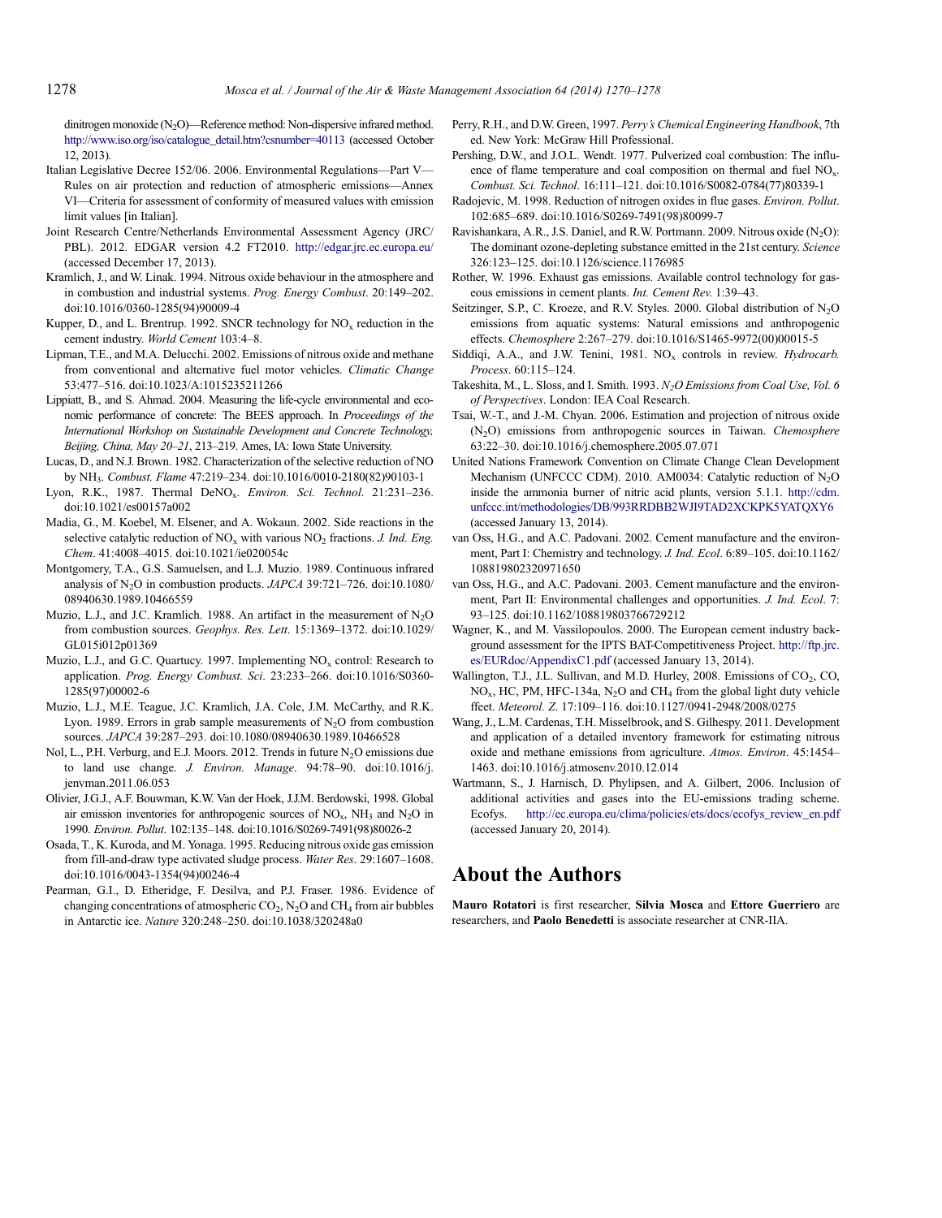dinitrogen monoxide ($N_2O$)—Reference method: Non-dispersive infrared method. http://www.iso.org/iso/catalogue_detail.htm?csnumber=40113 (accessed October 12, 2013).

Italian Legislative Decree 152/06. 2006. Environmental Regulations—Part V—Rules on air protection and reduction of atmospheric emissions—Annex VI—Criteria for assessment of conformity of measured values with emission limit values [in Italian].

Joint Research Centre/Netherlands Environmental Assessment Agency (JRC/PBL). 2012. EDGAR version 4.2 FT2010. http://edgar.jrc.ec.europa.eu/ (accessed December 17, 2013).

Kramlich, J., and W. Linak. 1994. Nitrous oxide behaviour in the atmosphere and in combustion and industrial systems. *Prog. Energy Combust*. 20:149–202. doi:10.1016/0360-1285(94)90009-4

Kupper, D., and L. Brentrup. 1992. SNCR technology for $NO_x$ reduction in the cement industry. *World Cement* 103:4–8.

Lipman, T.E., and M.A. Delucchi. 2002. Emissions of nitrous oxide and methane from conventional and alternative fuel motor vehicles. *Climatic Change* 53:477–516. doi:10.1023/A:1015235211266

Lippiatt, B., and S. Ahmad. 2004. Measuring the life-cycle environmental and economic performance of concrete: The BEES approach. In *Proceedings of the International Workshop on Sustainable Development and Concrete Technology, Beijing, China, May 20–21*, 213–219. Ames, IA: Iowa State University.

Lucas, D., and N.J. Brown. 1982. Characterization of the selective reduction of NO by $NH_3$. *Combust. Flame* 47:219–234. doi:10.1016/0010-2180(82)90103-1

Lyon, R.K., 1987. Thermal $DeNO_x$. *Environ. Sci. Technol*. 21:231–236. doi:10.1021/es00157a002

Madia, G., M. Koebel, M. Elsener, and A. Wokaun. 2002. Side reactions in the selective catalytic reduction of $NO_x$ with various $NO_2$ fractions. *J. Ind. Eng. Chem*. 41:4008–4015. doi:10.1021/ie020054c

Montgomery, T.A., G.S. Samuelsen, and L.J. Muzio. 1989. Continuous infrared analysis of $N_2O$ in combustion products. *JAPCA* 39:721–726. doi:10.1080/08940630.1989.10466559

Muzio, L.J., and J.C. Kramlich. 1988. An artifact in the measurement of $N_2O$ from combustion sources. *Geophys. Res. Lett*. 15:1369–1372. doi:10.1029/GL015il012p01369

Muzio, L.J., and G.C. Quartucy. 1997. Implementing $NO_x$ control: Research to application. *Prog. Energy Combust. Sci*. 23:233–266. doi:10.1016/S0360-1285(97)00002-6

Muzio, L.J., M.E. Teague, J.C. Kramlich, J.A. Cole, J.M. McCarthy, and R.K. Lyon. 1989. Errors in grab sample measurements of $N_2O$ from combustion sources. *JAPCA* 39:287–293. doi:10.1080/08940630.1989.10466528

Nol, L., P.H. Verburg, and E.J. Moors. 2012. Trends in future $N_2O$ emissions due to land use change. *J. Environ. Manage*. 94:78–90. doi:10.1016/j.jenvman.2011.06.053

Olivier, J.G.J., A.F. Bouwman, K.W. Van der Hoek, J.J.M. Berdowski, 1998. Global air emission inventories for anthropogenic sources of $NO_x$, $NH_3$ and $N_2O$ in 1990. *Environ. Pollut*. 102:135–148. doi:10.1016/S0269-7491(98)80026-2

Osada, T., K. Kuroda, and M. Yonaga. 1995. Reducing nitrous oxide gas emission from fill-and-draw type activated sludge process. *Water Res*. 29:1607–1608. doi:10.1016/0043-1354(94)00246-4

Pearman, G.I., D. Etheridge, F. Desilva, and P.J. Fraser. 1986. Evidence of changing concentrations of atmospheric $CO_2$, $N_2O$ and $CH_4$ from air bubbles in Antarctic ice. *Nature* 320:248–250. doi:10.1038/320248a0

Perry, R.H., and D.W. Green, 1997. *Perry's Chemical Engineering Handbook*, 7th ed. New York: McGraw Hill Professional.

Pershing, D.W., and J.O.L. Wendt. 1977. Pulverized coal combustion: The influence of flame temperature and coal composition on thermal and fuel $NO_x$. *Combust. Sci. Technol*. 16:111–121. doi:10.1016/S0082-0784(77)80339-1

Radojevic, M. 1998. Reduction of nitrogen oxides in flue gases. *Environ. Pollut*. 102:685–689. doi:10.1016/S0269-7491(98)80099-7

Ravishankara, A.R., J.S. Daniel, and R.W. Portmann. 2009. Nitrous oxide ($N_2O$): The dominant ozone-depleting substance emitted in the 21st century. *Science* 326:123–125. doi:10.1126/science.1176985

Rother, W. 1996. Exhaust gas emissions. Available control technology for gaseous emissions in cement plants. *Int. Cement Rev*. 1:39–43.

Seitzinger, S.P., C. Kroeze, and R.V. Styles. 2000. Global distribution of $N_2O$ emissions from aquatic systems: Natural emissions and anthropogenic effects. *Chemosphere* 2:267–279. doi:10.1016/S1465-9972(00)00015-5

Siddiqi, A.A., and J.W. Tenini, 1981. $NO_x$ controls in review. *Hydrocarb. Process*. 60:115–124.

Takeshita, M., L. Sloss, and I. Smith. 1993. *$N_2O$ Emissions from Coal Use, Vol. 6 of Perspectives*. London: IEA Coal Research.

Tsai, W.-T., and J.-M. Chyan. 2006. Estimation and projection of nitrous oxide ($N_2O$) emissions from anthropogenic sources in Taiwan. *Chemosphere* 63:22–30. doi:10.1016/j.chemosphere.2005.07.071

United Nations Framework Convention on Climate Change Clean Development Mechanism (UNFCCC CDM). 2010. AM0034: Catalytic reduction of $N_2O$ inside the ammonia burner of nitric acid plants, version 5.1.1. http://cdm.unfccc.int/methodologies/DB/993RRDBB2WJI9TAD2XCKPK5YATQXY6 (accessed January 13, 2014).

van Oss, H.G., and A.C. Padovani. 2002. Cement manufacture and the environment, Part I: Chemistry and technology. *J. Ind. Ecol*. 6:89–105. doi:10.1162/108819802320971650

van Oss, H.G., and A.C. Padovani. 2003. Cement manufacture and the environment, Part II: Environmental challenges and opportunities. *J. Ind. Ecol*. 7: 93–125. doi:10.1162/108819803766729212

Wagner, K., and M. Vassilopoulos. 2000. The European cement industry background assessment for the IPTS BAT-Competitiveness Project. http://ftp.jrc.es/EURdoc/AppendixC1.pdf (accessed January 13, 2014).

Wallington, T.J., J.L. Sullivan, and M.D. Hurley, 2008. Emissions of $CO_2$, CO, $NO_x$, HC, PM, HFC-134a, $N_2O$ and $CH_4$ from the global light duty vehicle ffeet. *Meteorol. Z*. 17:109–116. doi:10.1127/0941-2948/2008/0275

Wang, J., L.M. Cardenas, T.H. Misselbrook, and S. Gilhespy. 2011. Development and application of a detailed inventory framework for estimating nitrous oxide and methane emissions from agriculture. *Atmos. Environ*. 45:1454–1463. doi:10.1016/j.atmosenv.2010.12.014

Wartmann, S., J. Harnisch, D. Phylipsen, and A. Gilbert, 2006. Inclusion of additional activities and gases into the EU-emissions trading scheme. Ecofys. http://ec.europa.eu/clima/policies/ets/docs/ecofys_review_en.pdf (accessed January 20, 2014).

## About the Authors

**Mauro Rotatori** is first researcher, **Silvia Mosca** and **Ettore Guerriero** are researchers, and **Paolo Benedetti** is associate researcher at CNR-IIA.